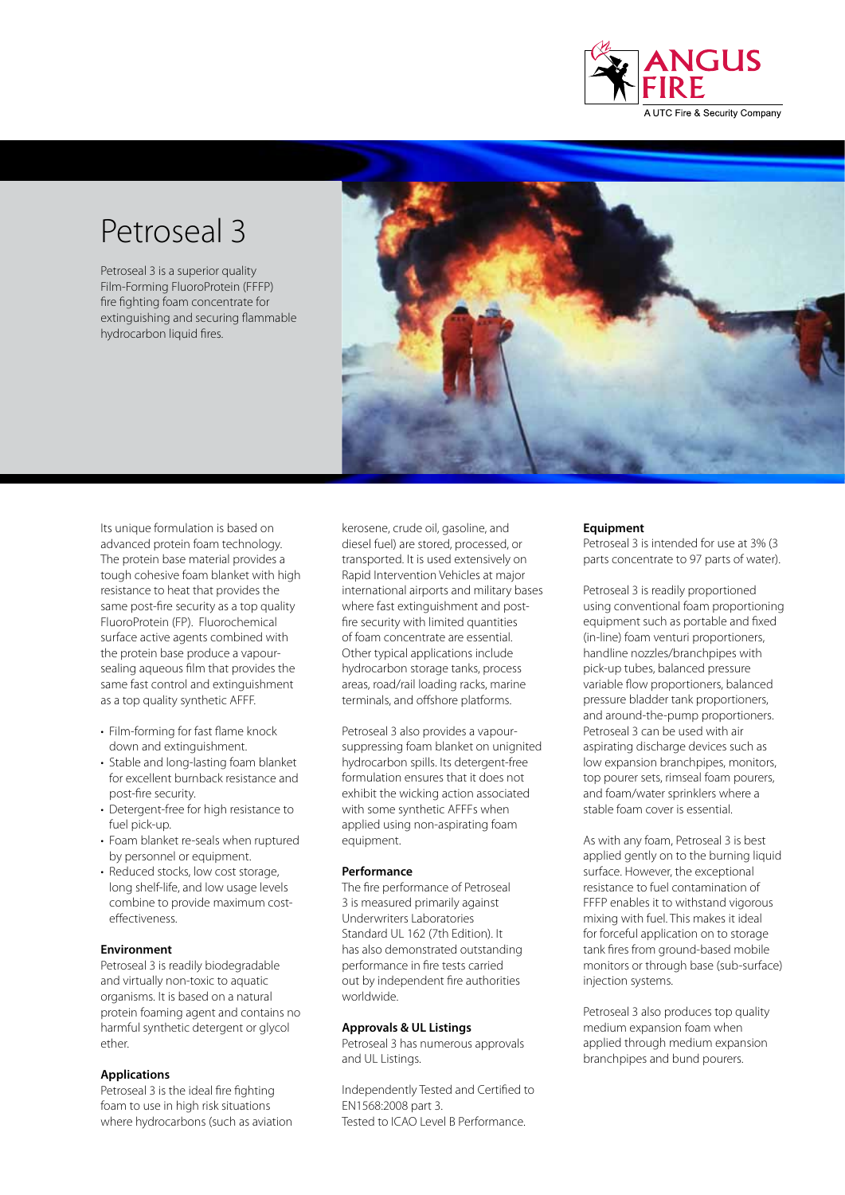ANGUS FIRE

A UTC Fire & Security Company

# Petroseal 3

Petroseal 3 is a superior quality Film-Forming FluoroProtein (FFFP) fire fighting foam concentrate for extinguishing and securing flammable hydrocarbon liquid fires.

Its unique formulation is based on advanced protein foam technology. The protein base material provides a tough cohesive foam blanket with high resistance to heat that provides the same post-fire security as a top quality FluoroProtein (FP). Fluorochemical surface active agents combined with the protein base produce a vapour-sealing aqueous film that provides the same fast control and extinguishment as a top quality synthetic AFFF.

- Film-forming for fast flame knock down and extinguishment.
- Stable and long-lasting foam blanket for excellent burnback resistance and post-fire security.
- Detergent-free for high resistance to fuel pick-up.
- Foam blanket re-seals when ruptured by personnel or equipment.
- Reduced stocks, low cost storage, long shelf-life, and low usage levels combine to provide maximum cost-effectiveness.

**Environment**

Petroseal 3 is readily biodegradable and virtually non-toxic to aquatic organisms. It is based on a natural protein foaming agent and contains no harmful synthetic detergent or glycol ether.

**Applications**

Petroseal 3 is the ideal fire fighting foam to use in high risk situations where hydrocarbons (such as aviation kerosene, crude oil, gasoline, and diesel fuel) are stored, processed, or transported. It is used extensively on Rapid Intervention Vehicles at major international airports and military bases where fast extinguishment and post-fire security with limited quantities of foam concentrate are essential. Other typical applications include hydrocarbon storage tanks, process areas, road/rail loading racks, marine terminals, and offshore platforms.

Petroseal 3 also provides a vapour-suppressing foam blanket on unignited hydrocarbon spills. Its detergent-free formulation ensures that it does not exhibit the wicking action associated with some synthetic AFFFs when applied using non-aspirating foam equipment.

**Performance**

The fire performance of Petroseal 3 is measured primarily against Underwriters Laboratories Standard UL 162 (7th Edition). It has also demonstrated outstanding performance in fire tests carried out by independent fire authorities worldwide.

**Approvals & UL Listings**

Petroseal 3 has numerous approvals and UL Listings.

Independently Tested and Certified to EN1568:2008 part 3.
Tested to ICAO Level B Performance.

**Equipment**

Petroseal 3 is intended for use at 3% (3 parts concentrate to 97 parts of water).

Petroseal 3 is readily proportioned using conventional foam proportioning equipment such as portable and fixed (in-line) foam venturi proportioners, handline nozzles/branchpipes with pick-up tubes, balanced pressure variable flow proportioners, balanced pressure bladder tank proportioners, and around-the-pump proportioners. Petroseal 3 can be used with air aspirating discharge devices such as low expansion branchpipes, monitors, top pourer sets, rimseal foam pourers, and foam/water sprinklers where a stable foam cover is essential.

As with any foam, Petroseal 3 is best applied gently on to the burning liquid surface. However, the exceptional resistance to fuel contamination of FFFP enables it to withstand vigorous mixing with fuel. This makes it ideal for forceful application on to storage tank fires from ground-based mobile monitors or through base (sub-surface) injection systems.

Petroseal 3 also produces top quality medium expansion foam when applied through medium expansion branchpipes and bund pourers.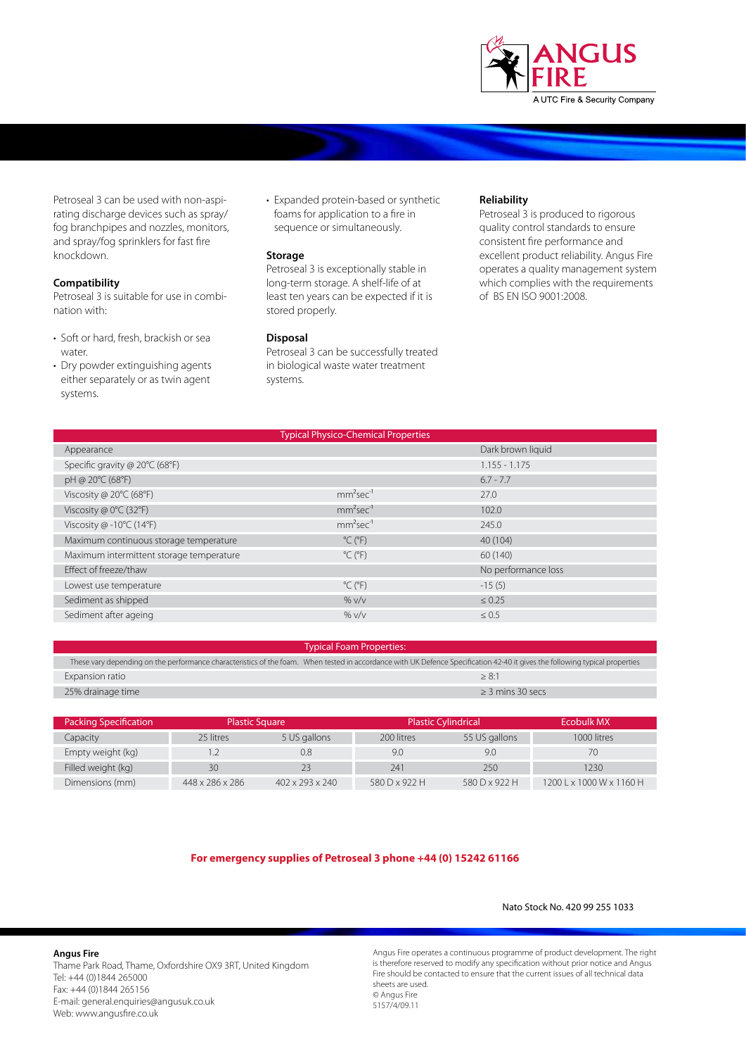Petroseal 3 can be used with non-aspirating discharge devices such as spray/fog branchpipes and nozzles, monitors, and spray/fog sprinklers for fast fire knockdown.

### Compatibility

Petroseal 3 is suitable for use in combination with:

- Soft or hard, fresh, brackish or sea water.
- Dry powder extinguishing agents either separately or as twin agent systems.
- Expanded protein-based or synthetic foams for application to a fire in sequence or simultaneously.

### Storage

Petroseal 3 is exceptionally stable in long-term storage. A shelf-life of at least ten years can be expected if it is stored properly.

### Disposal

Petroseal 3 can be successfully treated in biological waste water treatment systems.

### Reliability

Petroseal 3 is produced to rigorous quality control standards to ensure consistent fire performance and excellent product reliability. Angus Fire operates a quality management system which complies with the requirements of BS EN ISO 9001:2008.

| Typical Physico-Chemical Properties | | |
|---|---|---|
| Appearance | | Dark brown liquid |
| Specific gravity @ 20°C (68°F) | | 1.155 - 1.175 |
| pH @ 20°C (68°F) | | 6.7 - 7.7 |
| Viscosity @ 20°C (68°F) | $mm^2sec^{-1}$ | 27.0 |
| Viscosity @ 0°C (32°F) | $mm^2sec^{-1}$ | 102.0 |
| Viscosity @ -10°C (14°F) | $mm^2sec^{-1}$ | 245.0 |
| Maximum continuous storage temperature | °C (°F) | 40 (104) |
| Maximum intermittent storage temperature | °C (°F) | 60 (140) |
| Effect of freeze/thaw | | No performance loss |
| Lowest use temperature | °C (°F) | -15 (5) |
| Sediment as shipped | % v/v | ≤ 0.25 |
| Sediment after ageing | % v/v | ≤ 0.5 |

| Typical Foam Properties: | |
|---|---|
| These vary depending on the performance characteristics of the foam. When tested in accordance with UK Defence Specification 42-40 it gives the following typical properties | |
| Expansion ratio | ≥ 8:1 |
| 25% drainage time | ≥ 3 mins 30 secs |

| Packing Specification | Plastic Square | | Plastic Cylindrical | | Ecobulk MX |
|---|---|---|---|---|---|
| Capacity | 25 litres | 5 US gallons | 200 litres | 55 US gallons | 1000 litres |
| Empty weight (kg) | 1.2 | 0.8 | 9.0 | 9.0 | 70 |
| Filled weight (kg) | 30 | 23 | 241 | 250 | 1230 |
| Dimensions (mm) | 448 x 286 x 286 | 402 x 293 x 240 | 580 D x 922 H | 580 D x 922 H | 1200 L x 1000 W x 1160 H |

**For emergency supplies of Petroseal 3 phone +44 (0) 15242 61166**

Nato Stock No. 420 99 255 1033

**Angus Fire**
Thame Park Road, Thame, Oxfordshire OX9 3RT, United Kingdom
Tel: +44 (0)1844 265000
Fax: +44 (0)1844 265156
E-mail: general.enquiries@angusuk.co.uk
Web: www.angusfire.co.uk

Angus Fire operates a continuous programme of product development. The right is therefore reserved to modify any specification without prior notice and Angus Fire should be contacted to ensure that the current issues of all technical data sheets are used.
© Angus Fire
5157/4/09.11